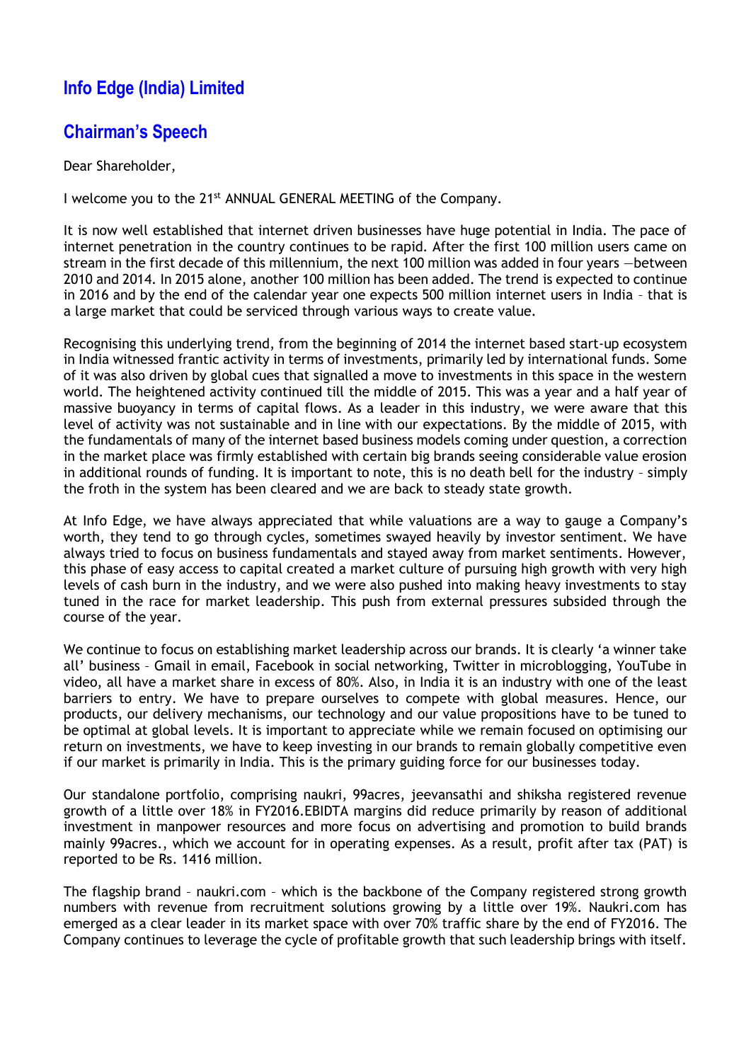# Info Edge (India) Limited

## Chairman's Speech

Dear Shareholder,

I welcome you to the 21st ANNUAL GENERAL MEETING of the Company.

It is now well established that internet driven businesses have huge potential in India. The pace of internet penetration in the country continues to be rapid. After the first 100 million users came on stream in the first decade of this millennium, the next 100 million was added in four years —between 2010 and 2014. In 2015 alone, another 100 million has been added. The trend is expected to continue in 2016 and by the end of the calendar year one expects 500 million internet users in India – that is a large market that could be serviced through various ways to create value.

Recognising this underlying trend, from the beginning of 2014 the internet based start-up ecosystem in India witnessed frantic activity in terms of investments, primarily led by international funds. Some of it was also driven by global cues that signalled a move to investments in this space in the western world. The heightened activity continued till the middle of 2015. This was a year and a half year of massive buoyancy in terms of capital flows. As a leader in this industry, we were aware that this level of activity was not sustainable and in line with our expectations. By the middle of 2015, with the fundamentals of many of the internet based business models coming under question, a correction in the market place was firmly established with certain big brands seeing considerable value erosion in additional rounds of funding. It is important to note, this is no death bell for the industry – simply the froth in the system has been cleared and we are back to steady state growth.

At Info Edge, we have always appreciated that while valuations are a way to gauge a Company's worth, they tend to go through cycles, sometimes swayed heavily by investor sentiment. We have always tried to focus on business fundamentals and stayed away from market sentiments. However, this phase of easy access to capital created a market culture of pursuing high growth with very high levels of cash burn in the industry, and we were also pushed into making heavy investments to stay tuned in the race for market leadership. This push from external pressures subsided through the course of the year.

We continue to focus on establishing market leadership across our brands. It is clearly 'a winner take all' business – Gmail in email, Facebook in social networking, Twitter in microblogging, YouTube in video, all have a market share in excess of 80%. Also, in India it is an industry with one of the least barriers to entry. We have to prepare ourselves to compete with global measures. Hence, our products, our delivery mechanisms, our technology and our value propositions have to be tuned to be optimal at global levels. It is important to appreciate while we remain focused on optimising our return on investments, we have to keep investing in our brands to remain globally competitive even if our market is primarily in India. This is the primary guiding force for our businesses today.

Our standalone portfolio, comprising naukri, 99acres, jeevansathi and shiksha registered revenue growth of a little over 18% in FY2016.EBIDTA margins did reduce primarily by reason of additional investment in manpower resources and more focus on advertising and promotion to build brands mainly 99acres., which we account for in operating expenses. As a result, profit after tax (PAT) is reported to be Rs. 1416 million.

The flagship brand – naukri.com – which is the backbone of the Company registered strong growth numbers with revenue from recruitment solutions growing by a little over 19%. Naukri.com has emerged as a clear leader in its market space with over 70% traffic share by the end of FY2016. The Company continues to leverage the cycle of profitable growth that such leadership brings with itself.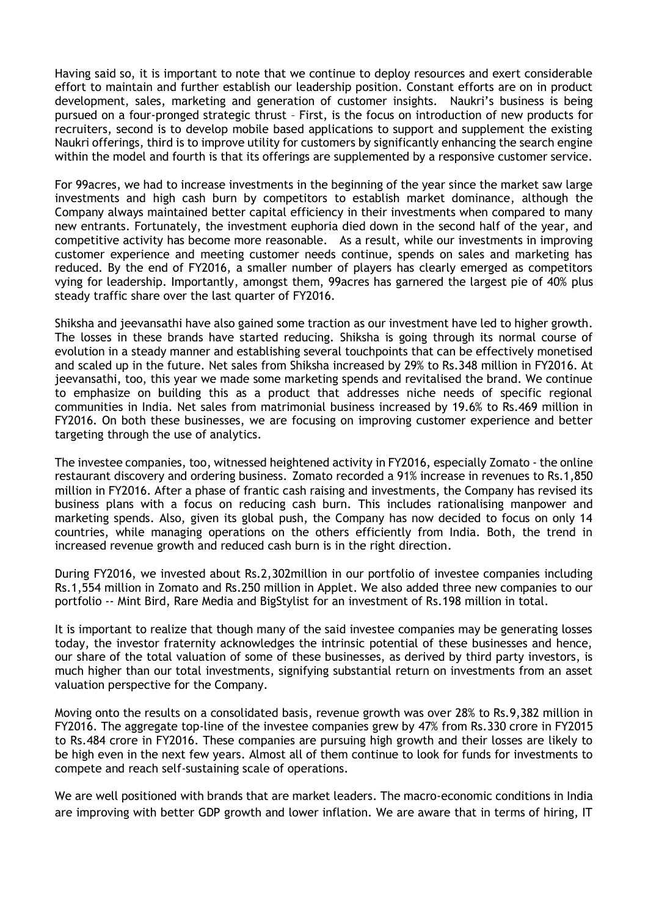Having said so, it is important to note that we continue to deploy resources and exert considerable effort to maintain and further establish our leadership position. Constant efforts are on in product development, sales, marketing and generation of customer insights. Naukri's business is being pursued on a four-pronged strategic thrust – First, is the focus on introduction of new products for recruiters, second is to develop mobile based applications to support and supplement the existing Naukri offerings, third is to improve utility for customers by significantly enhancing the search engine within the model and fourth is that its offerings are supplemented by a responsive customer service.

For 99acres, we had to increase investments in the beginning of the year since the market saw large investments and high cash burn by competitors to establish market dominance, although the Company always maintained better capital efficiency in their investments when compared to many new entrants. Fortunately, the investment euphoria died down in the second half of the year, and competitive activity has become more reasonable. As a result, while our investments in improving customer experience and meeting customer needs continue, spends on sales and marketing has reduced. By the end of FY2016, a smaller number of players has clearly emerged as competitors vying for leadership. Importantly, amongst them, 99acres has garnered the largest pie of 40% plus steady traffic share over the last quarter of FY2016.

Shiksha and jeevansathi have also gained some traction as our investment have led to higher growth. The losses in these brands have started reducing. Shiksha is going through its normal course of evolution in a steady manner and establishing several touchpoints that can be effectively monetised and scaled up in the future. Net sales from Shiksha increased by 29% to Rs.348 million in FY2016. At jeevansathi, too, this year we made some marketing spends and revitalised the brand. We continue to emphasize on building this as a product that addresses niche needs of specific regional communities in India. Net sales from matrimonial business increased by 19.6% to Rs.469 million in FY2016. On both these businesses, we are focusing on improving customer experience and better targeting through the use of analytics.

The investee companies, too, witnessed heightened activity in FY2016, especially Zomato - the online restaurant discovery and ordering business. Zomato recorded a 91% increase in revenues to Rs.1,850 million in FY2016. After a phase of frantic cash raising and investments, the Company has revised its business plans with a focus on reducing cash burn. This includes rationalising manpower and marketing spends. Also, given its global push, the Company has now decided to focus on only 14 countries, while managing operations on the others efficiently from India. Both, the trend in increased revenue growth and reduced cash burn is in the right direction.

During FY2016, we invested about Rs.2,302million in our portfolio of investee companies including Rs.1,554 million in Zomato and Rs.250 million in Applet. We also added three new companies to our portfolio -- Mint Bird, Rare Media and BigStylist for an investment of Rs.198 million in total.

It is important to realize that though many of the said investee companies may be generating losses today, the investor fraternity acknowledges the intrinsic potential of these businesses and hence, our share of the total valuation of some of these businesses, as derived by third party investors, is much higher than our total investments, signifying substantial return on investments from an asset valuation perspective for the Company.

Moving onto the results on a consolidated basis, revenue growth was over 28% to Rs.9,382 million in FY2016. The aggregate top-line of the investee companies grew by 47% from Rs.330 crore in FY2015 to Rs.484 crore in FY2016. These companies are pursuing high growth and their losses are likely to be high even in the next few years. Almost all of them continue to look for funds for investments to compete and reach self-sustaining scale of operations.

We are well positioned with brands that are market leaders. The macro-economic conditions in India are improving with better GDP growth and lower inflation. We are aware that in terms of hiring, IT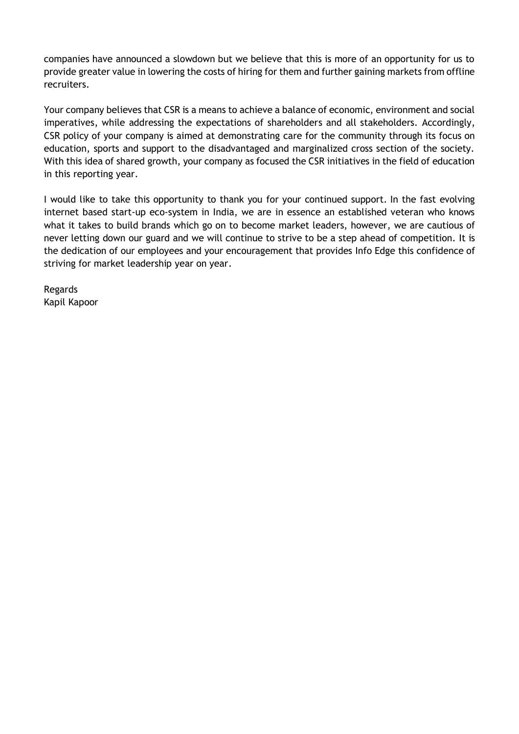companies have announced a slowdown but we believe that this is more of an opportunity for us to provide greater value in lowering the costs of hiring for them and further gaining markets from offline recruiters.

Your company believes that CSR is a means to achieve a balance of economic, environment and social imperatives, while addressing the expectations of shareholders and all stakeholders. Accordingly, CSR policy of your company is aimed at demonstrating care for the community through its focus on education, sports and support to the disadvantaged and marginalized cross section of the society. With this idea of shared growth, your company as focused the CSR initiatives in the field of education in this reporting year.

I would like to take this opportunity to thank you for your continued support. In the fast evolving internet based start-up eco-system in India, we are in essence an established veteran who knows what it takes to build brands which go on to become market leaders, however, we are cautious of never letting down our guard and we will continue to strive to be a step ahead of competition. It is the dedication of our employees and your encouragement that provides Info Edge this confidence of striving for market leadership year on year.

Regards
Kapil Kapoor